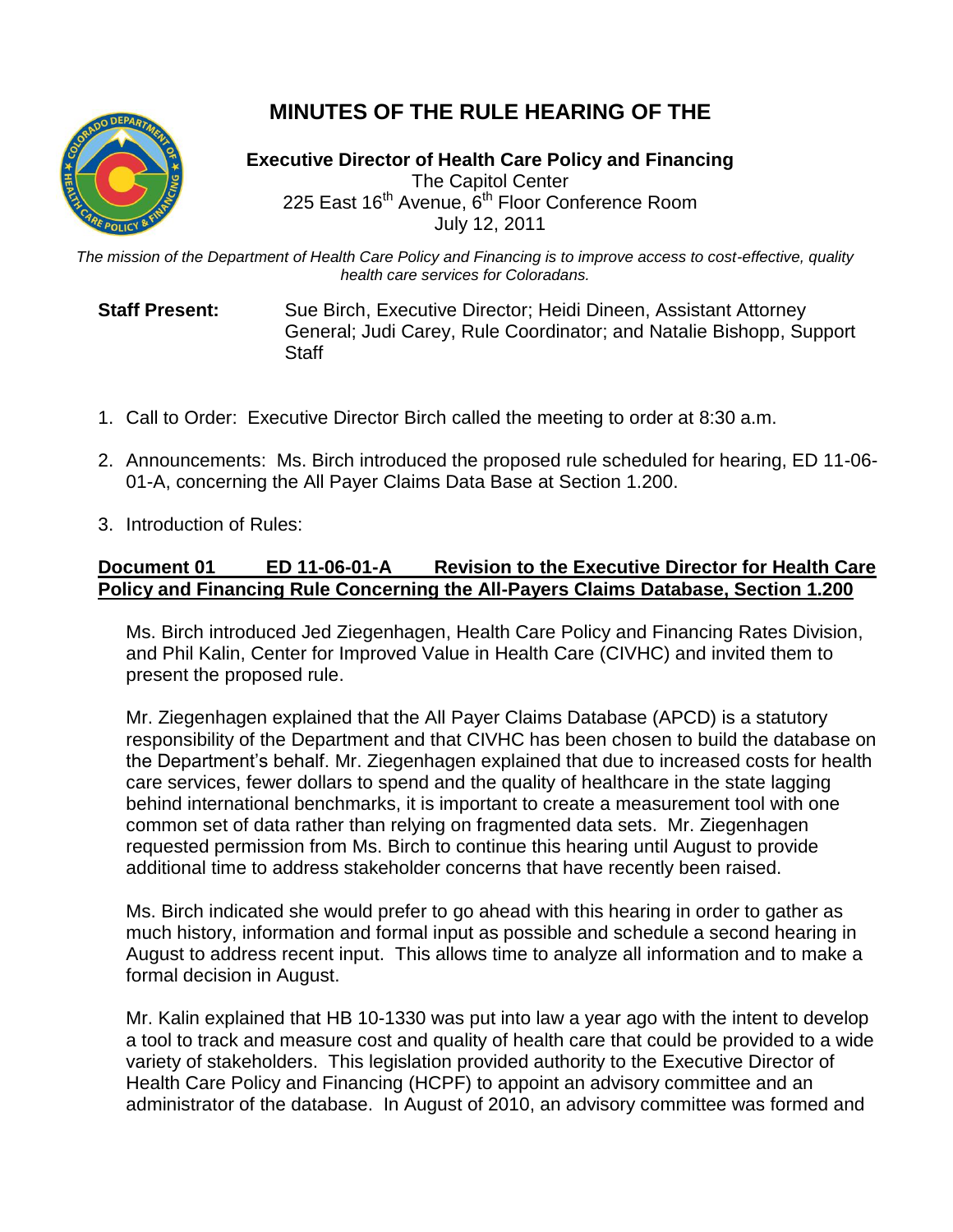# MINUTES OF THE RULE HEARING OF THE

**Executive Director of Health Care Policy and Financing**
The Capitol Center
225 East 16th Avenue, 6th Floor Conference Room
July 12, 2011

*The mission of the Department of Health Care Policy and Financing is to improve access to cost-effective, quality health care services for Coloradans.*

**Staff Present:** Sue Birch, Executive Director; Heidi Dineen, Assistant Attorney General; Judi Carey, Rule Coordinator; and Natalie Bishopp, Support Staff

1. Call to Order: Executive Director Birch called the meeting to order at 8:30 a.m.

2. Announcements: Ms. Birch introduced the proposed rule scheduled for hearing, ED 11-06-01-A, concerning the All Payer Claims Data Base at Section 1.200.

3. Introduction of Rules:

**Document 01 ED 11-06-01-A Revision to the Executive Director for Health Care Policy and Financing Rule Concerning the All-Payers Claims Database, Section 1.200**

Ms. Birch introduced Jed Ziegenhagen, Health Care Policy and Financing Rates Division, and Phil Kalin, Center for Improved Value in Health Care (CIVHC) and invited them to present the proposed rule.

Mr. Ziegenhagen explained that the All Payer Claims Database (APCD) is a statutory responsibility of the Department and that CIVHC has been chosen to build the database on the Department's behalf. Mr. Ziegenhagen explained that due to increased costs for health care services, fewer dollars to spend and the quality of healthcare in the state lagging behind international benchmarks, it is important to create a measurement tool with one common set of data rather than relying on fragmented data sets. Mr. Ziegenhagen requested permission from Ms. Birch to continue this hearing until August to provide additional time to address stakeholder concerns that have recently been raised.

Ms. Birch indicated she would prefer to go ahead with this hearing in order to gather as much history, information and formal input as possible and schedule a second hearing in August to address recent input. This allows time to analyze all information and to make a formal decision in August.

Mr. Kalin explained that HB 10-1330 was put into law a year ago with the intent to develop a tool to track and measure cost and quality of health care that could be provided to a wide variety of stakeholders. This legislation provided authority to the Executive Director of Health Care Policy and Financing (HCPF) to appoint an advisory committee and an administrator of the database. In August of 2010, an advisory committee was formed and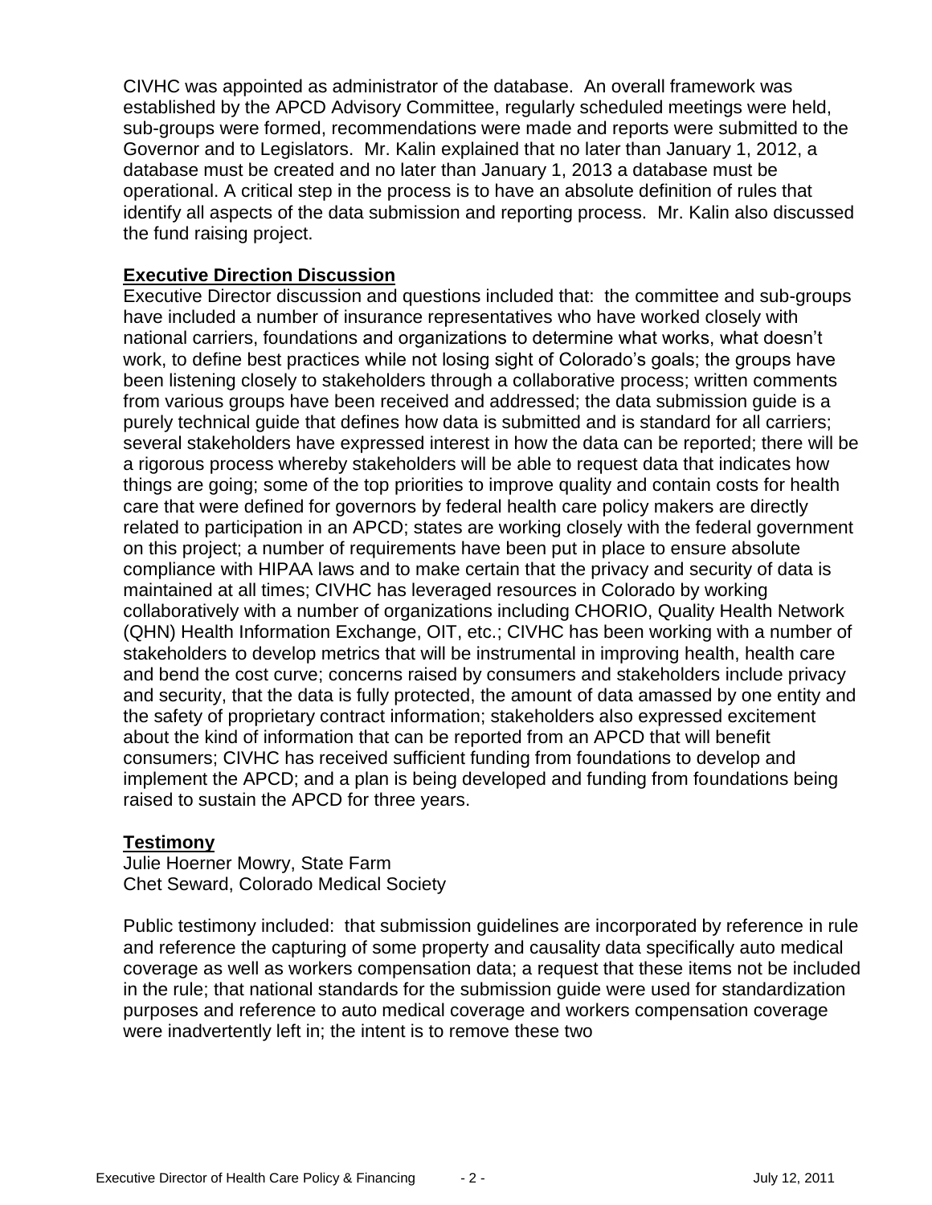CIVHC was appointed as administrator of the database. An overall framework was established by the APCD Advisory Committee, regularly scheduled meetings were held, sub-groups were formed, recommendations were made and reports were submitted to the Governor and to Legislators. Mr. Kalin explained that no later than January 1, 2012, a database must be created and no later than January 1, 2013 a database must be operational. A critical step in the process is to have an absolute definition of rules that identify all aspects of the data submission and reporting process. Mr. Kalin also discussed the fund raising project.

**Executive Direction Discussion**

Executive Director discussion and questions included that: the committee and sub-groups have included a number of insurance representatives who have worked closely with national carriers, foundations and organizations to determine what works, what doesn't work, to define best practices while not losing sight of Colorado's goals; the groups have been listening closely to stakeholders through a collaborative process; written comments from various groups have been received and addressed; the data submission guide is a purely technical guide that defines how data is submitted and is standard for all carriers; several stakeholders have expressed interest in how the data can be reported; there will be a rigorous process whereby stakeholders will be able to request data that indicates how things are going; some of the top priorities to improve quality and contain costs for health care that were defined for governors by federal health care policy makers are directly related to participation in an APCD; states are working closely with the federal government on this project; a number of requirements have been put in place to ensure absolute compliance with HIPAA laws and to make certain that the privacy and security of data is maintained at all times; CIVHC has leveraged resources in Colorado by working collaboratively with a number of organizations including CHORIO, Quality Health Network (QHN) Health Information Exchange, OIT, etc.; CIVHC has been working with a number of stakeholders to develop metrics that will be instrumental in improving health, health care and bend the cost curve; concerns raised by consumers and stakeholders include privacy and security, that the data is fully protected, the amount of data amassed by one entity and the safety of proprietary contract information; stakeholders also expressed excitement about the kind of information that can be reported from an APCD that will benefit consumers; CIVHC has received sufficient funding from foundations to develop and implement the APCD; and a plan is being developed and funding from foundations being raised to sustain the APCD for three years.

**Testimony**

Julie Hoerner Mowry, State Farm
Chet Seward, Colorado Medical Society

Public testimony included: that submission guidelines are incorporated by reference in rule and reference the capturing of some property and causality data specifically auto medical coverage as well as workers compensation data; a request that these items not be included in the rule; that national standards for the submission guide were used for standardization purposes and reference to auto medical coverage and workers compensation coverage were inadvertently left in; the intent is to remove these two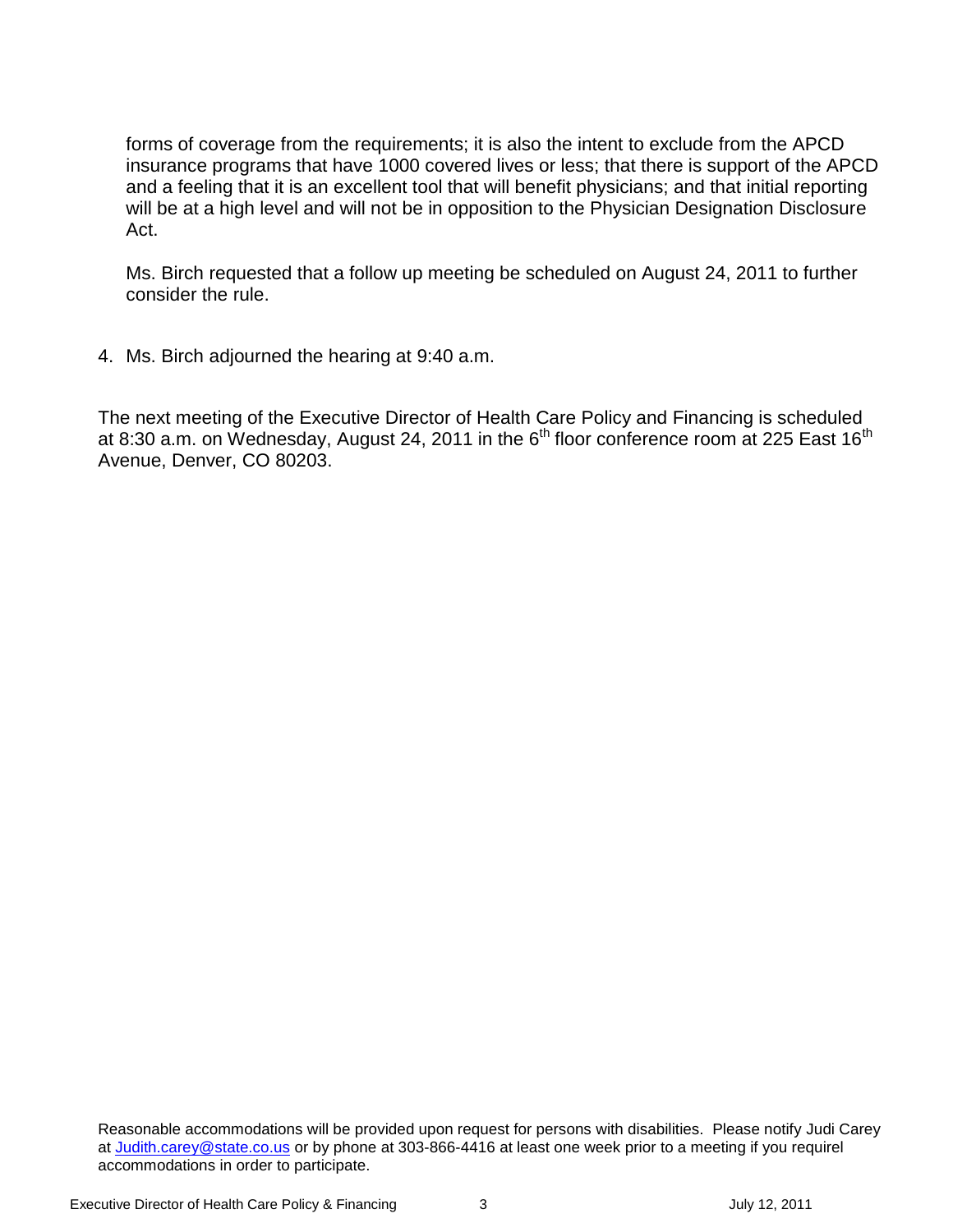forms of coverage from the requirements; it is also the intent to exclude from the APCD insurance programs that have 1000 covered lives or less; that there is support of the APCD and a feeling that it is an excellent tool that will benefit physicians; and that initial reporting will be at a high level and will not be in opposition to the Physician Designation Disclosure Act.

Ms. Birch requested that a follow up meeting be scheduled on August 24, 2011 to further consider the rule.

4. Ms. Birch adjourned the hearing at 9:40 a.m.

The next meeting of the Executive Director of Health Care Policy and Financing is scheduled at 8:30 a.m. on Wednesday, August 24, 2011 in the 6th floor conference room at 225 East 16th Avenue, Denver, CO 80203.

Reasonable accommodations will be provided upon request for persons with disabilities. Please notify Judi Carey at Judith.carey@state.co.us or by phone at 303-866-4416 at least one week prior to a meeting if you requirel accommodations in order to participate.